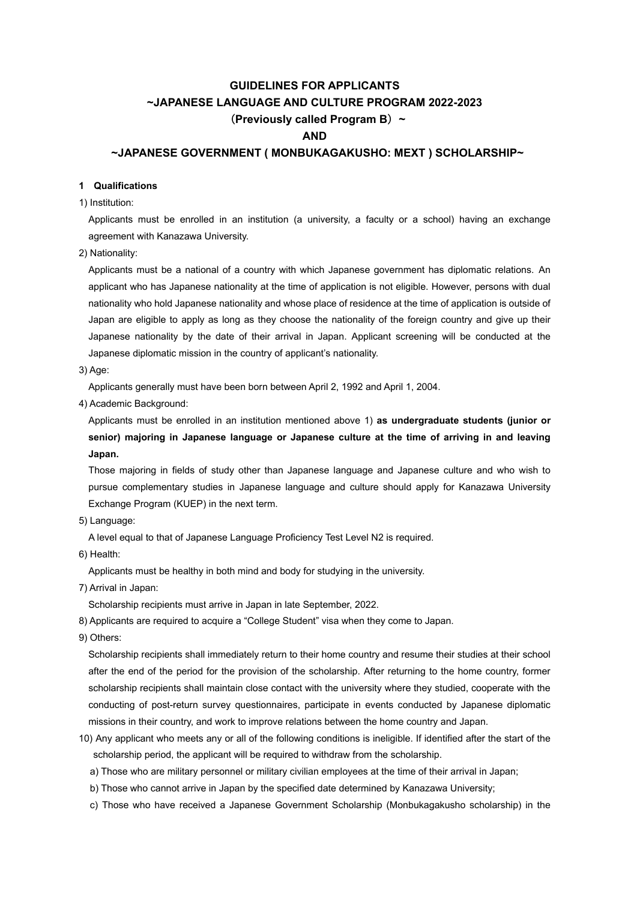# GUIDELINES FOR APPLICANTS
# ~JAPANESE LANGUAGE AND CULTURE PROGRAM 2022-2023
# （Previously called Program B）~
# AND
# ~JAPANESE GOVERNMENT ( MONBUKAGAKUSHO: MEXT ) SCHOLARSHIP~

## 1 Qualifications

1) Institution:

Applicants must be enrolled in an institution (a university, a faculty or a school) having an exchange agreement with Kanazawa University.

2) Nationality:

Applicants must be a national of a country with which Japanese government has diplomatic relations. An applicant who has Japanese nationality at the time of application is not eligible. However, persons with dual nationality who hold Japanese nationality and whose place of residence at the time of application is outside of Japan are eligible to apply as long as they choose the nationality of the foreign country and give up their Japanese nationality by the date of their arrival in Japan. Applicant screening will be conducted at the Japanese diplomatic mission in the country of applicant's nationality.

3) Age:

Applicants generally must have been born between April 2, 1992 and April 1, 2004.

4) Academic Background:

Applicants must be enrolled in an institution mentioned above 1) **as undergraduate students (junior or senior) majoring in Japanese language or Japanese culture at the time of arriving in and leaving Japan.**

Those majoring in fields of study other than Japanese language and Japanese culture and who wish to pursue complementary studies in Japanese language and culture should apply for Kanazawa University Exchange Program (KUEP) in the next term.

5) Language:

A level equal to that of Japanese Language Proficiency Test Level N2 is required.

6) Health:

Applicants must be healthy in both mind and body for studying in the university.

7) Arrival in Japan:

Scholarship recipients must arrive in Japan in late September, 2022.

8) Applicants are required to acquire a "College Student" visa when they come to Japan.

9) Others:

Scholarship recipients shall immediately return to their home country and resume their studies at their school after the end of the period for the provision of the scholarship. After returning to the home country, former scholarship recipients shall maintain close contact with the university where they studied, cooperate with the conducting of post-return survey questionnaires, participate in events conducted by Japanese diplomatic missions in their country, and work to improve relations between the home country and Japan.

10) Any applicant who meets any or all of the following conditions is ineligible. If identified after the start of the scholarship period, the applicant will be required to withdraw from the scholarship.

a) Those who are military personnel or military civilian employees at the time of their arrival in Japan;

b) Those who cannot arrive in Japan by the specified date determined by Kanazawa University;

c) Those who have received a Japanese Government Scholarship (Monbukagakusho scholarship) in the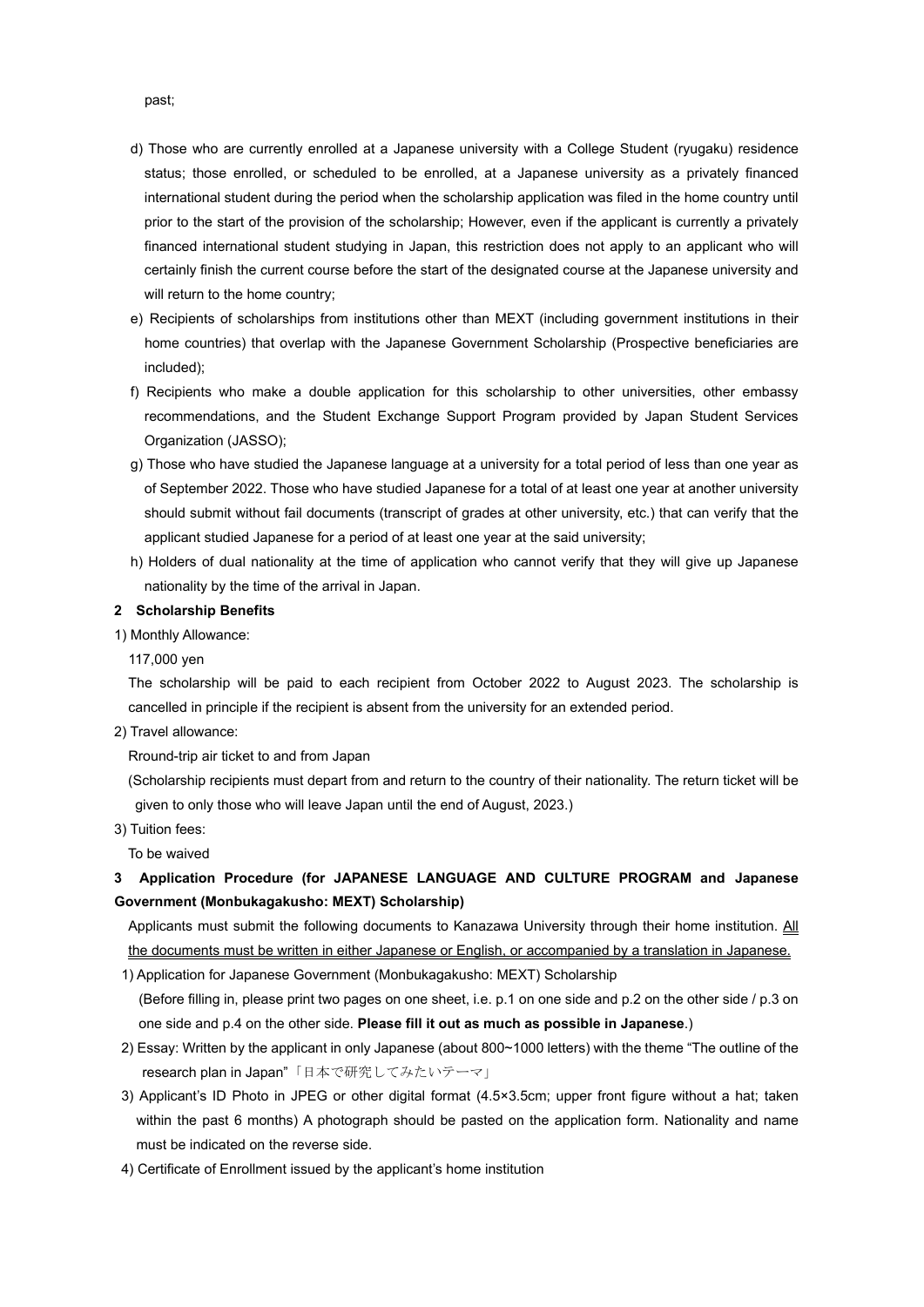past;

d) Those who are currently enrolled at a Japanese university with a College Student (ryugaku) residence status; those enrolled, or scheduled to be enrolled, at a Japanese university as a privately financed international student during the period when the scholarship application was filed in the home country until prior to the start of the provision of the scholarship; However, even if the applicant is currently a privately financed international student studying in Japan, this restriction does not apply to an applicant who will certainly finish the current course before the start of the designated course at the Japanese university and will return to the home country;

e) Recipients of scholarships from institutions other than MEXT (including government institutions in their home countries) that overlap with the Japanese Government Scholarship (Prospective beneficiaries are included);

f) Recipients who make a double application for this scholarship to other universities, other embassy recommendations, and the Student Exchange Support Program provided by Japan Student Services Organization (JASSO);

g) Those who have studied the Japanese language at a university for a total period of less than one year as of September 2022. Those who have studied Japanese for a total of at least one year at another university should submit without fail documents (transcript of grades at other university, etc.) that can verify that the applicant studied Japanese for a period of at least one year at the said university;

h) Holders of dual nationality at the time of application who cannot verify that they will give up Japanese nationality by the time of the arrival in Japan.

**2 Scholarship Benefits**

1) Monthly Allowance:

117,000 yen

The scholarship will be paid to each recipient from October 2022 to August 2023. The scholarship is cancelled in principle if the recipient is absent from the university for an extended period.

2) Travel allowance:

Rround-trip air ticket to and from Japan

(Scholarship recipients must depart from and return to the country of their nationality. The return ticket will be given to only those who will leave Japan until the end of August, 2023.)

3) Tuition fees:

To be waived

**3 Application Procedure (for JAPANESE LANGUAGE AND CULTURE PROGRAM and Japanese Government (Monbukagakusho: MEXT) Scholarship)**

Applicants must submit the following documents to Kanazawa University through their home institution. <u>All the documents must be written in either Japanese or English, or accompanied by a translation in Japanese.</u>

1) Application for Japanese Government (Monbukagakusho: MEXT) Scholarship
(Before filling in, please print two pages on one sheet, i.e. p.1 on one side and p.2 on the other side / p.3 on one side and p.4 on the other side. **Please fill it out as much as possible in Japanese**.)

2) Essay: Written by the applicant in only Japanese (about 800~1000 letters) with the theme "The outline of the research plan in Japan"「日本で研究してみたいテーマ」

3) Applicant's ID Photo in JPEG or other digital format (4.5×3.5cm; upper front figure without a hat; taken within the past 6 months) A photograph should be pasted on the application form. Nationality and name must be indicated on the reverse side.

4) Certificate of Enrollment issued by the applicant's home institution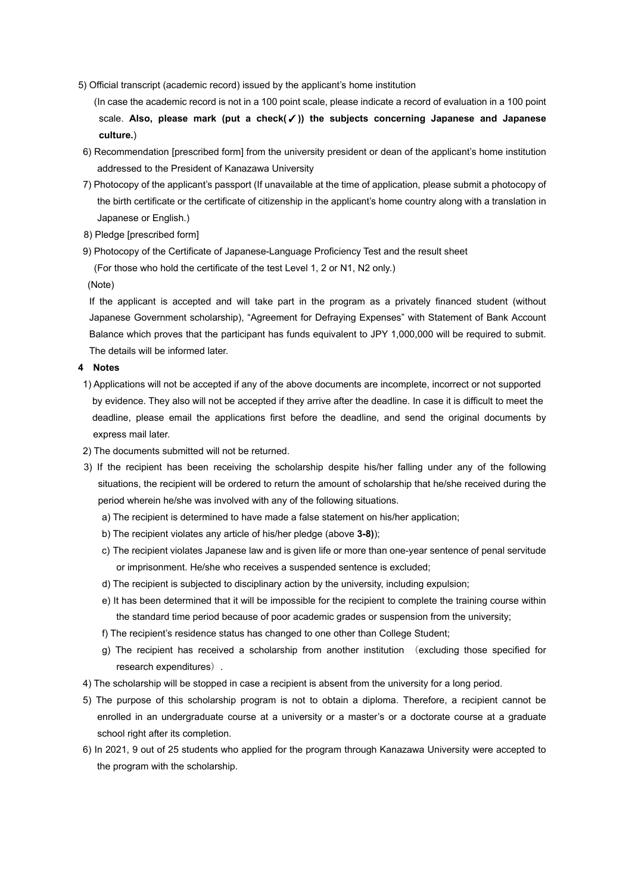5) Official transcript (academic record) issued by the applicant's home institution

(In case the academic record is not in a 100 point scale, please indicate a record of evaluation in a 100 point scale. **Also, please mark (put a check(✓)) the subjects concerning Japanese and Japanese culture.**)

6) Recommendation [prescribed form] from the university president or dean of the applicant's home institution addressed to the President of Kanazawa University

7) Photocopy of the applicant's passport (If unavailable at the time of application, please submit a photocopy of the birth certificate or the certificate of citizenship in the applicant's home country along with a translation in Japanese or English.)

8) Pledge [prescribed form]

9) Photocopy of the Certificate of Japanese-Language Proficiency Test and the result sheet

(For those who hold the certificate of the test Level 1, 2 or N1, N2 only.)

(Note)

If the applicant is accepted and will take part in the program as a privately financed student (without Japanese Government scholarship), "Agreement for Defraying Expenses" with Statement of Bank Account Balance which proves that the participant has funds equivalent to JPY 1,000,000 will be required to submit. The details will be informed later.

**4 Notes**

1) Applications will not be accepted if any of the above documents are incomplete, incorrect or not supported by evidence. They also will not be accepted if they arrive after the deadline. In case it is difficult to meet the deadline, please email the applications first before the deadline, and send the original documents by express mail later.

2) The documents submitted will not be returned.

3) If the recipient has been receiving the scholarship despite his/her falling under any of the following situations, the recipient will be ordered to return the amount of scholarship that he/she received during the period wherein he/she was involved with any of the following situations.

a) The recipient is determined to have made a false statement on his/her application;

b) The recipient violates any article of his/her pledge (above **3-8)**);

c) The recipient violates Japanese law and is given life or more than one-year sentence of penal servitude or imprisonment. He/she who receives a suspended sentence is excluded;

d) The recipient is subjected to disciplinary action by the university, including expulsion;

e) It has been determined that it will be impossible for the recipient to complete the training course within the standard time period because of poor academic grades or suspension from the university;

f) The recipient's residence status has changed to one other than College Student;

g) The recipient has received a scholarship from another institution （excluding those specified for research expenditures）.

4) The scholarship will be stopped in case a recipient is absent from the university for a long period.

5) The purpose of this scholarship program is not to obtain a diploma. Therefore, a recipient cannot be enrolled in an undergraduate course at a university or a master's or a doctorate course at a graduate school right after its completion.

6) In 2021, 9 out of 25 students who applied for the program through Kanazawa University were accepted to the program with the scholarship.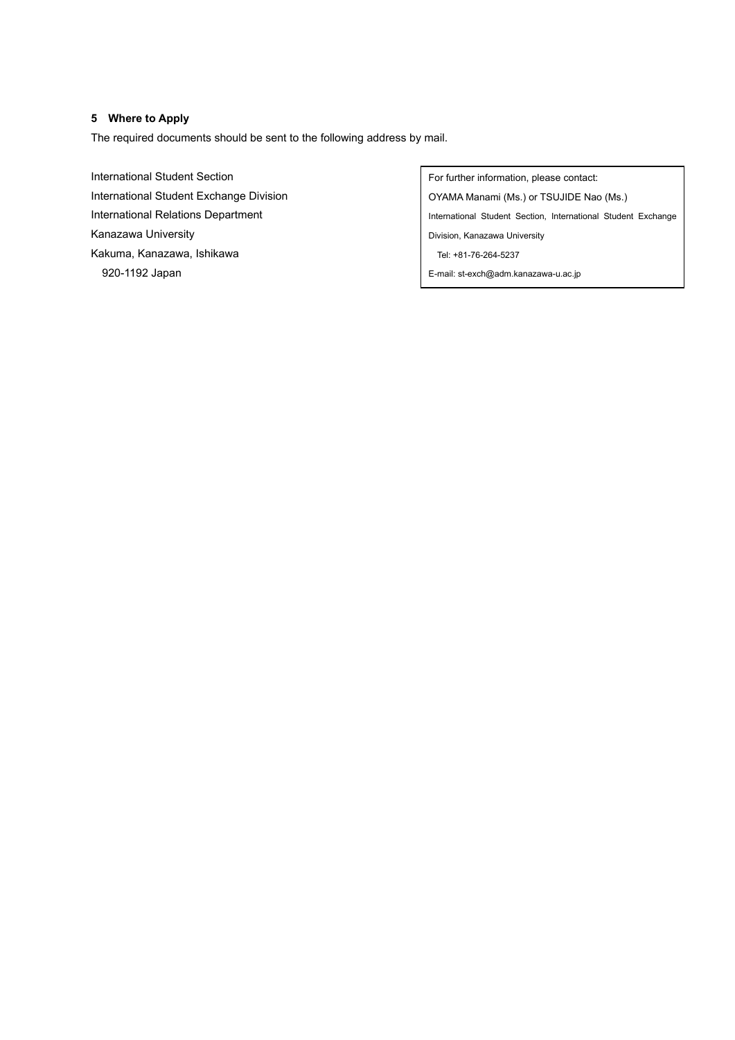## 5 Where to Apply

The required documents should be sent to the following address by mail.

International Student Section
International Student Exchange Division
International Relations Department
Kanazawa University
Kakuma, Kanazawa, Ishikawa
920-1192 Japan

> For further information, please contact:
> OYAMA Manami (Ms.) or TSUJIDE Nao (Ms.)
> International Student Section, International Student Exchange Division, Kanazawa University
> Tel: +81-76-264-5237
> E-mail: st-exch@adm.kanazawa-u.ac.jp